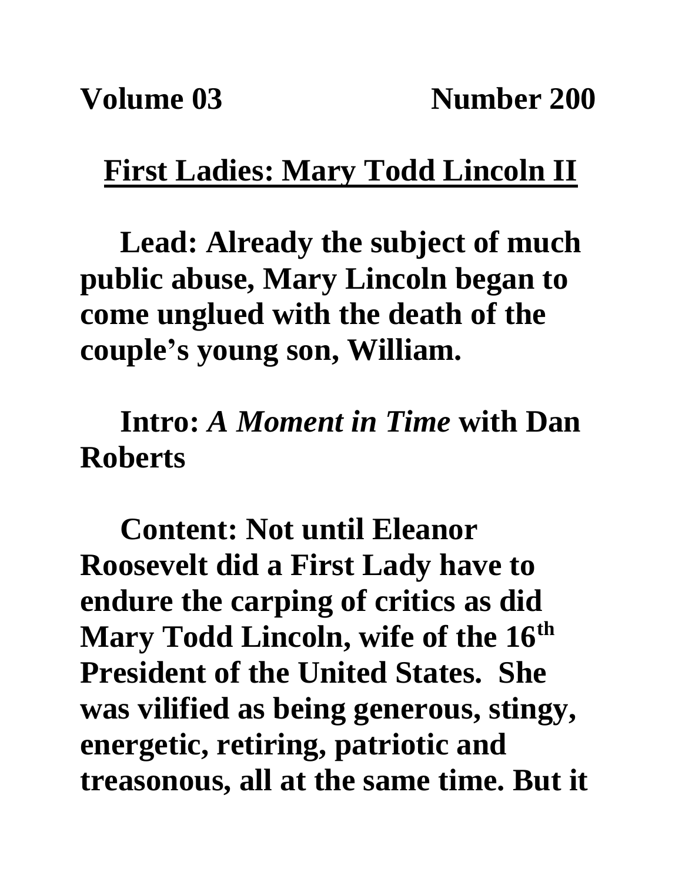**Volume 03** **Number 200**

# First Ladies: Mary Todd Lincoln II

**Lead: Already the subject of much public abuse, Mary Lincoln began to come unglued with the death of the couple's young son, William.**

**Intro:** ***A Moment in Time*** **with Dan Roberts**

**Content: Not until Eleanor Roosevelt did a First Lady have to endure the carping of critics as did Mary Todd Lincoln, wife of the 16th President of the United States. She was vilified as being generous, stingy, energetic, retiring, patriotic and treasonous, all at the same time. But it**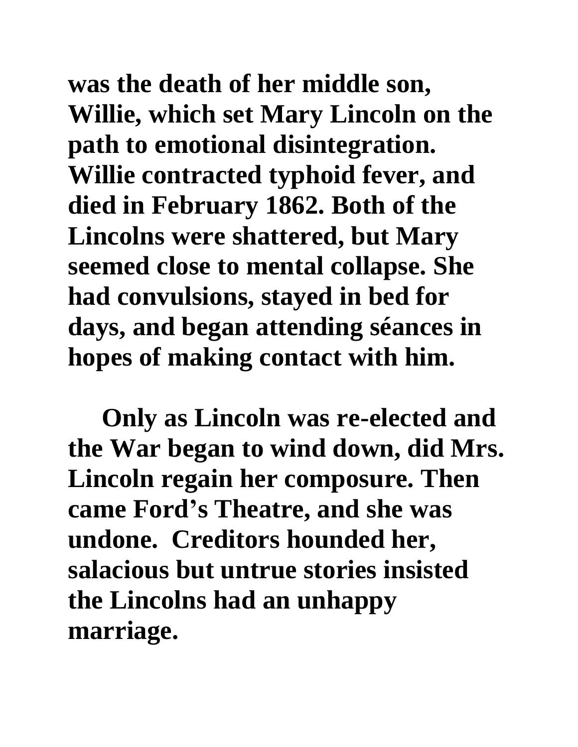**was the death of her middle son, Willie, which set Mary Lincoln on the path to emotional disintegration. Willie contracted typhoid fever, and died in February 1862. Both of the Lincolns were shattered, but Mary seemed close to mental collapse. She had convulsions, stayed in bed for days, and began attending séances in hopes of making contact with him.**

**Only as Lincoln was re-elected and the War began to wind down, did Mrs. Lincoln regain her composure. Then came Ford's Theatre, and she was undone. Creditors hounded her, salacious but untrue stories insisted the Lincolns had an unhappy marriage.**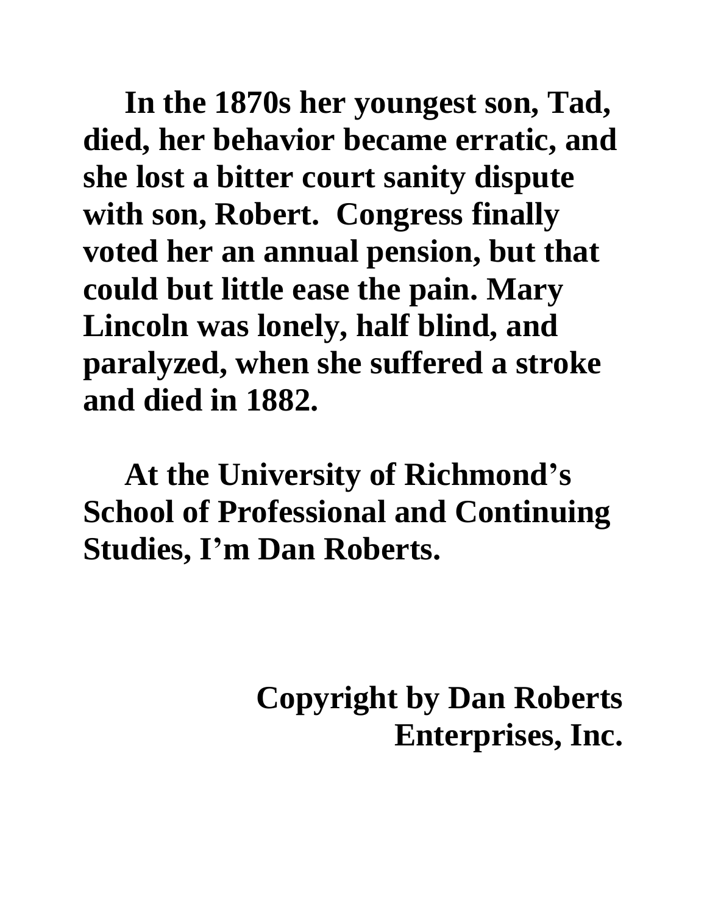**In the 1870s her youngest son, Tad, died, her behavior became erratic, and she lost a bitter court sanity dispute with son, Robert. Congress finally voted her an annual pension, but that could but little ease the pain. Mary Lincoln was lonely, half blind, and paralyzed, when she suffered a stroke and died in 1882.**

**At the University of Richmond's School of Professional and Continuing Studies, I'm Dan Roberts.**

**Copyright by Dan Roberts Enterprises, Inc.**